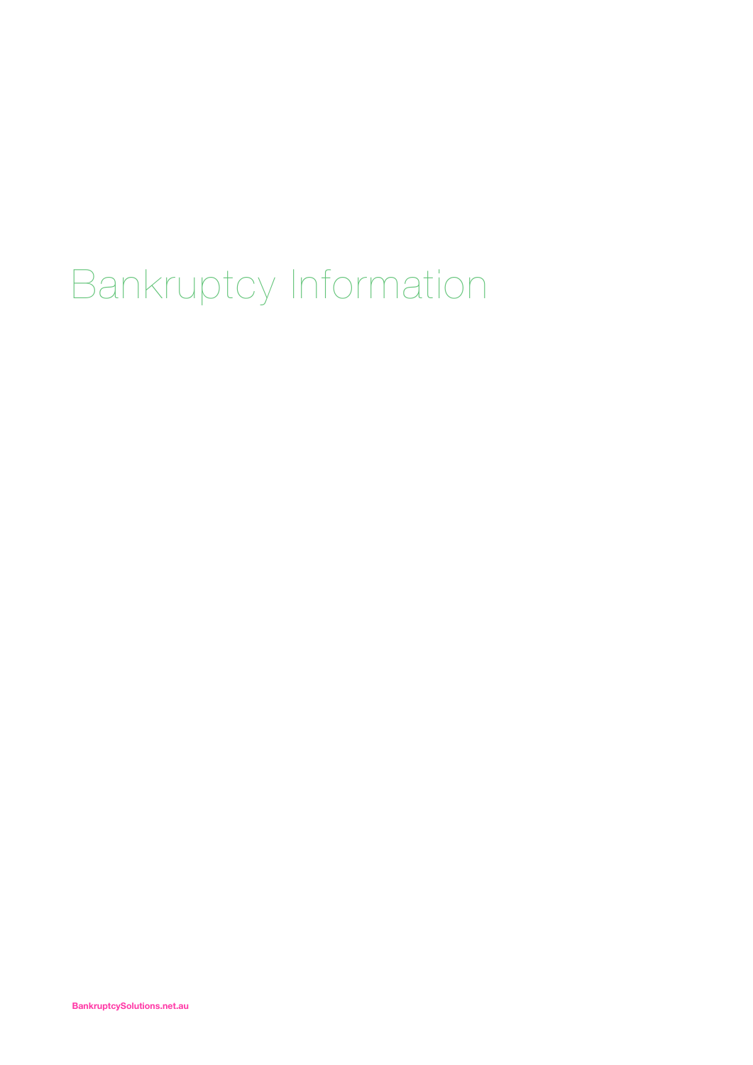# Bankruptcy Information

BankruptcySolutions.net.au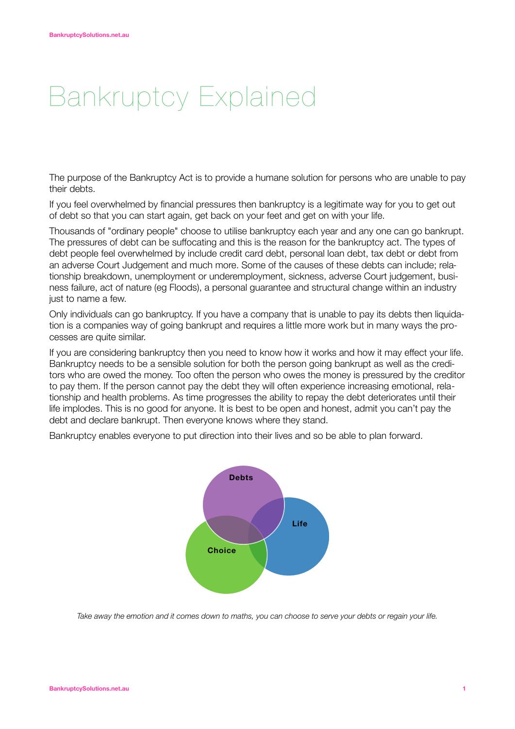# Bankruptcy Explained

The purpose of the Bankruptcy Act is to provide a humane solution for persons who are unable to pay their debts.

If you feel overwhelmed by financial pressures then bankruptcy is a legitimate way for you to get out of debt so that you can start again, get back on your feet and get on with your life.

Thousands of "ordinary people" choose to utilise bankruptcy each year and any one can go bankrupt. The pressures of debt can be suffocating and this is the reason for the bankruptcy act. The types of debt people feel overwhelmed by include credit card debt, personal loan debt, tax debt or debt from an adverse Court Judgement and much more. Some of the causes of these debts can include; relationship breakdown, unemployment or underemployment, sickness, adverse Court judgement, business failure, act of nature (eg Floods), a personal guarantee and structural change within an industry just to name a few.

Only individuals can go bankruptcy. If you have a company that is unable to pay its debts then liquidation is a companies way of going bankrupt and requires a little more work but in many ways the processes are quite similar.

If you are considering bankruptcy then you need to know how it works and how it may effect your life. Bankruptcy needs to be a sensible solution for both the person going bankrupt as well as the creditors who are owed the money. Too often the person who owes the money is pressured by the creditor to pay them. If the person cannot pay the debt they will often experience increasing emotional, relationship and health problems. As time progresses the ability to repay the debt deteriorates until their life implodes. This is no good for anyone. It is best to be open and honest, admit you can't pay the debt and declare bankrupt. Then everyone knows where they stand.

Bankruptcy enables everyone to put direction into their lives and so be able to plan forward.

Debts

Life

Choice

*Take away the emotion and it comes down to maths, you can choose to serve your debts or regain your life.*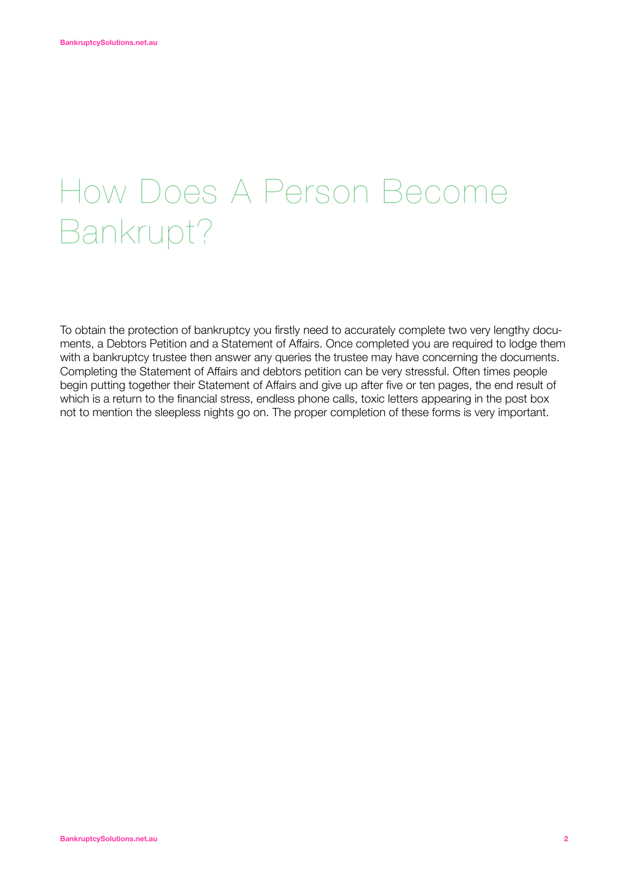# How Does A Person Become Bankrupt?

To obtain the protection of bankruptcy you firstly need to accurately complete two very lengthy documents, a Debtors Petition and a Statement of Affairs. Once completed you are required to lodge them with a bankruptcy trustee then answer any queries the trustee may have concerning the documents. Completing the Statement of Affairs and debtors petition can be very stressful. Often times people begin putting together their Statement of Affairs and give up after five or ten pages, the end result of which is a return to the financial stress, endless phone calls, toxic letters appearing in the post box not to mention the sleepless nights go on. The proper completion of these forms is very important.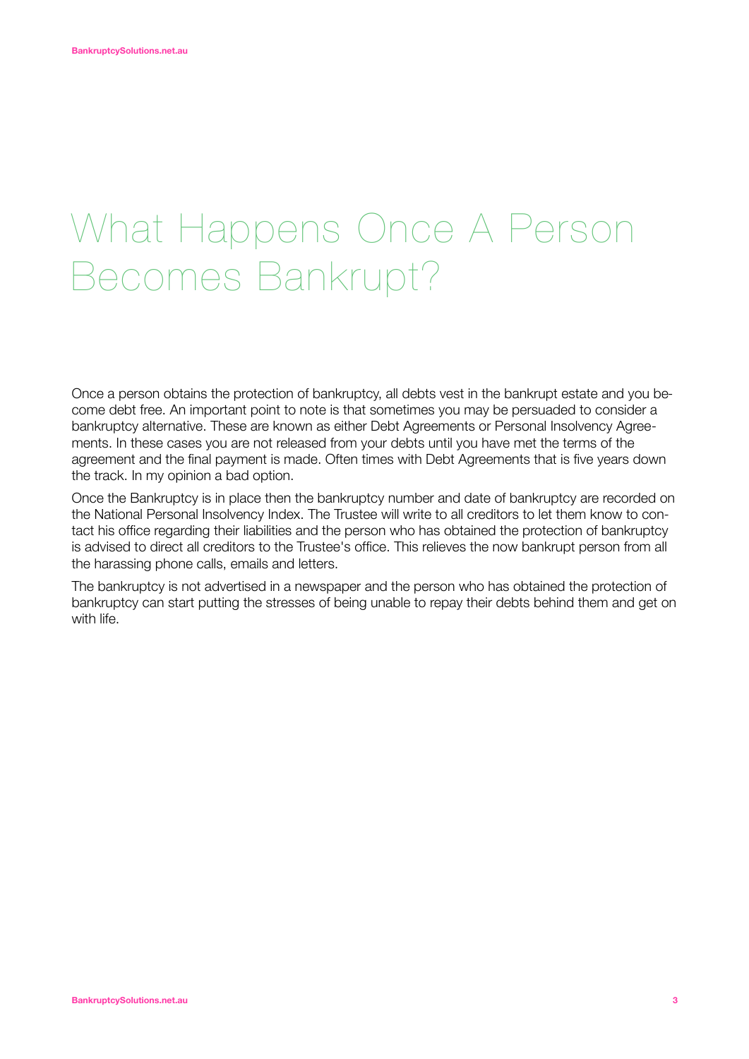# What Happens Once A Person Becomes Bankrupt?

Once a person obtains the protection of bankruptcy, all debts vest in the bankrupt estate and you become debt free. An important point to note is that sometimes you may be persuaded to consider a bankruptcy alternative. These are known as either Debt Agreements or Personal Insolvency Agreements. In these cases you are not released from your debts until you have met the terms of the agreement and the final payment is made. Often times with Debt Agreements that is five years down the track. In my opinion a bad option.

Once the Bankruptcy is in place then the bankruptcy number and date of bankruptcy are recorded on the National Personal Insolvency Index. The Trustee will write to all creditors to let them know to contact his office regarding their liabilities and the person who has obtained the protection of bankruptcy is advised to direct all creditors to the Trustee's office. This relieves the now bankrupt person from all the harassing phone calls, emails and letters.

The bankruptcy is not advertised in a newspaper and the person who has obtained the protection of bankruptcy can start putting the stresses of being unable to repay their debts behind them and get on with life.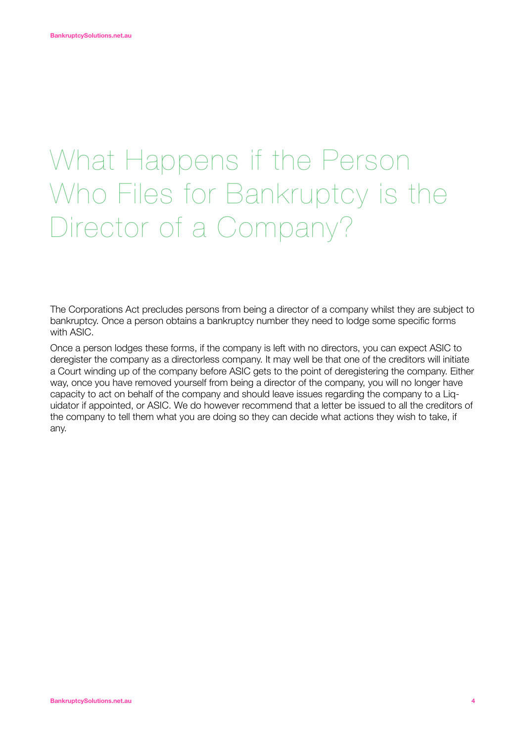# What Happens if the Person Who Files for Bankruptcy is the Director of a Company?

The Corporations Act precludes persons from being a director of a company whilst they are subject to bankruptcy. Once a person obtains a bankruptcy number they need to lodge some specific forms with ASIC.

Once a person lodges these forms, if the company is left with no directors, you can expect ASIC to deregister the company as a directorless company. It may well be that one of the creditors will initiate a Court winding up of the company before ASIC gets to the point of deregistering the company. Either way, once you have removed yourself from being a director of the company, you will no longer have capacity to act on behalf of the company and should leave issues regarding the company to a Liquidator if appointed, or ASIC. We do however recommend that a letter be issued to all the creditors of the company to tell them what you are doing so they can decide what actions they wish to take, if any.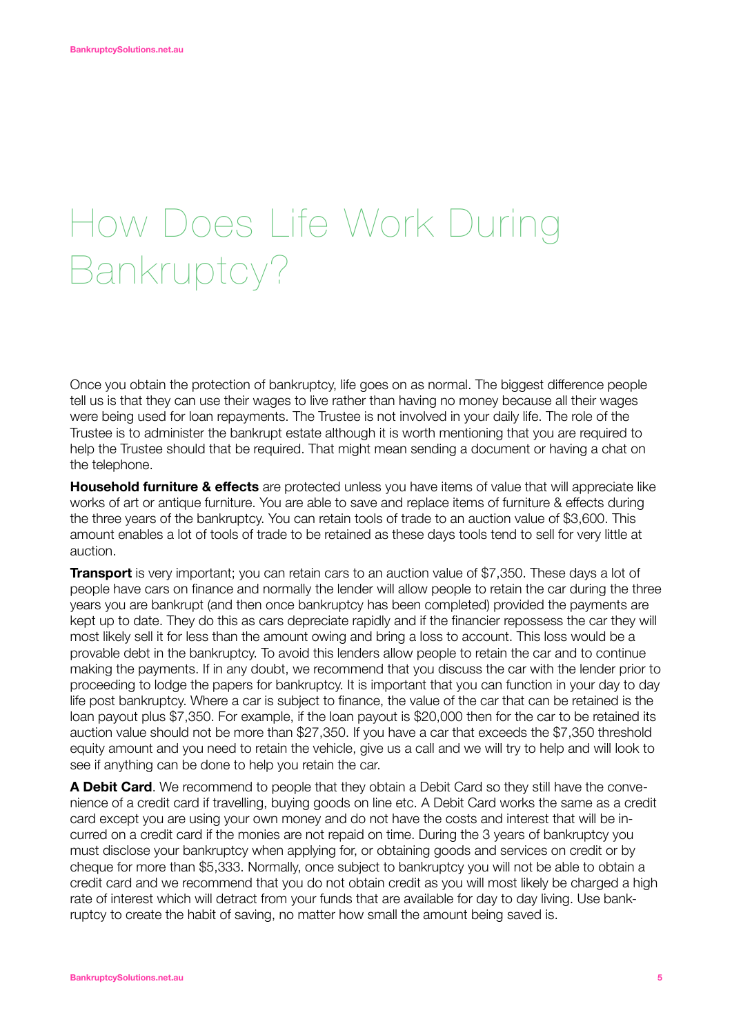# How Does Life Work During Bankruptcy?

Once you obtain the protection of bankruptcy, life goes on as normal. The biggest difference people tell us is that they can use their wages to live rather than having no money because all their wages were being used for loan repayments. The Trustee is not involved in your daily life. The role of the Trustee is to administer the bankrupt estate although it is worth mentioning that you are required to help the Trustee should that be required. That might mean sending a document or having a chat on the telephone.

**Household furniture & effects** are protected unless you have items of value that will appreciate like works of art or antique furniture. You are able to save and replace items of furniture & effects during the three years of the bankruptcy. You can retain tools of trade to an auction value of $3,600. This amount enables a lot of tools of trade to be retained as these days tools tend to sell for very little at auction.

**Transport** is very important; you can retain cars to an auction value of $7,350. These days a lot of people have cars on finance and normally the lender will allow people to retain the car during the three years you are bankrupt (and then once bankruptcy has been completed) provided the payments are kept up to date. They do this as cars depreciate rapidly and if the financier repossess the car they will most likely sell it for less than the amount owing and bring a loss to account. This loss would be a provable debt in the bankruptcy. To avoid this lenders allow people to retain the car and to continue making the payments. If in any doubt, we recommend that you discuss the car with the lender prior to proceeding to lodge the papers for bankruptcy. It is important that you can function in your day to day life post bankruptcy. Where a car is subject to finance, the value of the car that can be retained is the loan payout plus $7,350. For example, if the loan payout is $20,000 then for the car to be retained its auction value should not be more than $27,350. If you have a car that exceeds the $7,350 threshold equity amount and you need to retain the vehicle, give us a call and we will try to help and will look to see if anything can be done to help you retain the car.

**A Debit Card**. We recommend to people that they obtain a Debit Card so they still have the convenience of a credit card if travelling, buying goods on line etc. A Debit Card works the same as a credit card except you are using your own money and do not have the costs and interest that will be incurred on a credit card if the monies are not repaid on time. During the 3 years of bankruptcy you must disclose your bankruptcy when applying for, or obtaining goods and services on credit or by cheque for more than $5,333. Normally, once subject to bankruptcy you will not be able to obtain a credit card and we recommend that you do not obtain credit as you will most likely be charged a high rate of interest which will detract from your funds that are available for day to day living. Use bankruptcy to create the habit of saving, no matter how small the amount being saved is.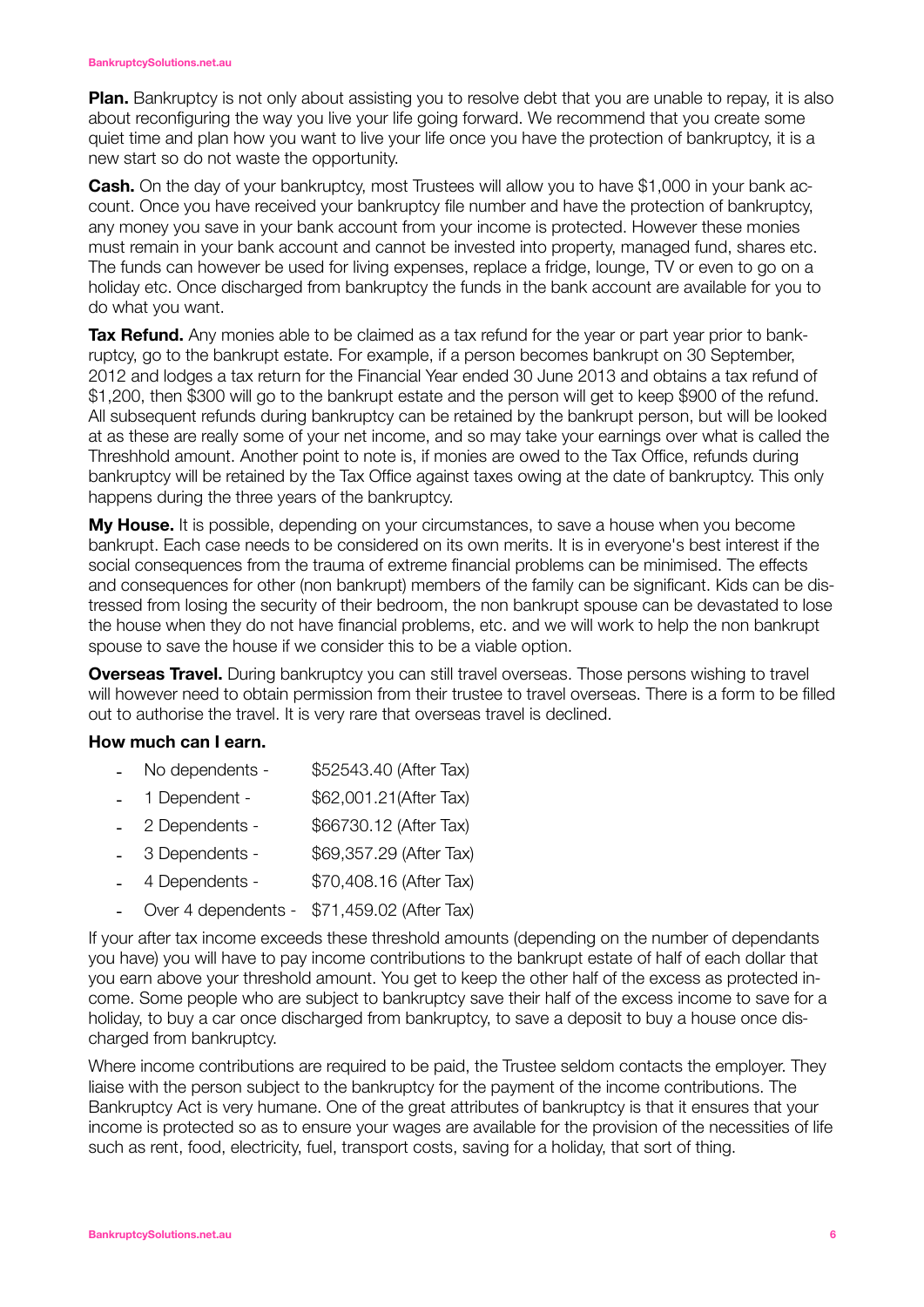**Plan.** Bankruptcy is not only about assisting you to resolve debt that you are unable to repay, it is also about reconfiguring the way you live your life going forward. We recommend that you create some quiet time and plan how you want to live your life once you have the protection of bankruptcy, it is a new start so do not waste the opportunity.

**Cash.** On the day of your bankruptcy, most Trustees will allow you to have $1,000 in your bank account. Once you have received your bankruptcy file number and have the protection of bankruptcy, any money you save in your bank account from your income is protected. However these monies must remain in your bank account and cannot be invested into property, managed fund, shares etc. The funds can however be used for living expenses, replace a fridge, lounge, TV or even to go on a holiday etc. Once discharged from bankruptcy the funds in the bank account are available for you to do what you want.

**Tax Refund.** Any monies able to be claimed as a tax refund for the year or part year prior to bankruptcy, go to the bankrupt estate. For example, if a person becomes bankrupt on 30 September, 2012 and lodges a tax return for the Financial Year ended 30 June 2013 and obtains a tax refund of $1,200, then $300 will go to the bankrupt estate and the person will get to keep $900 of the refund. All subsequent refunds during bankruptcy can be retained by the bankrupt person, but will be looked at as these are really some of your net income, and so may take your earnings over what is called the Threshhold amount. Another point to note is, if monies are owed to the Tax Office, refunds during bankruptcy will be retained by the Tax Office against taxes owing at the date of bankruptcy. This only happens during the three years of the bankruptcy.

**My House.** It is possible, depending on your circumstances, to save a house when you become bankrupt. Each case needs to be considered on its own merits. It is in everyone's best interest if the social consequences from the trauma of extreme financial problems can be minimised. The effects and consequences for other (non bankrupt) members of the family can be significant. Kids can be distressed from losing the security of their bedroom, the non bankrupt spouse can be devastated to lose the house when they do not have financial problems, etc. and we will work to help the non bankrupt spouse to save the house if we consider this to be a viable option.

**Overseas Travel.** During bankruptcy you can still travel overseas. Those persons wishing to travel will however need to obtain permission from their trustee to travel overseas. There is a form to be filled out to authorise the travel. It is very rare that overseas travel is declined.

**How much can I earn.**

- No dependents - $52543.40 (After Tax)
- 1 Dependent - $62,001.21(After Tax)
- 2 Dependents - $66730.12 (After Tax)
- 3 Dependents - $69,357.29 (After Tax)
- 4 Dependents - $70,408.16 (After Tax)
- Over 4 dependents - $71,459.02 (After Tax)

If your after tax income exceeds these threshold amounts (depending on the number of dependants you have) you will have to pay income contributions to the bankrupt estate of half of each dollar that you earn above your threshold amount. You get to keep the other half of the excess as protected income. Some people who are subject to bankruptcy save their half of the excess income to save for a holiday, to buy a car once discharged from bankruptcy, to save a deposit to buy a house once discharged from bankruptcy.

Where income contributions are required to be paid, the Trustee seldom contacts the employer. They liaise with the person subject to the bankruptcy for the payment of the income contributions. The Bankruptcy Act is very humane. One of the great attributes of bankruptcy is that it ensures that your income is protected so as to ensure your wages are available for the provision of the necessities of life such as rent, food, electricity, fuel, transport costs, saving for a holiday, that sort of thing.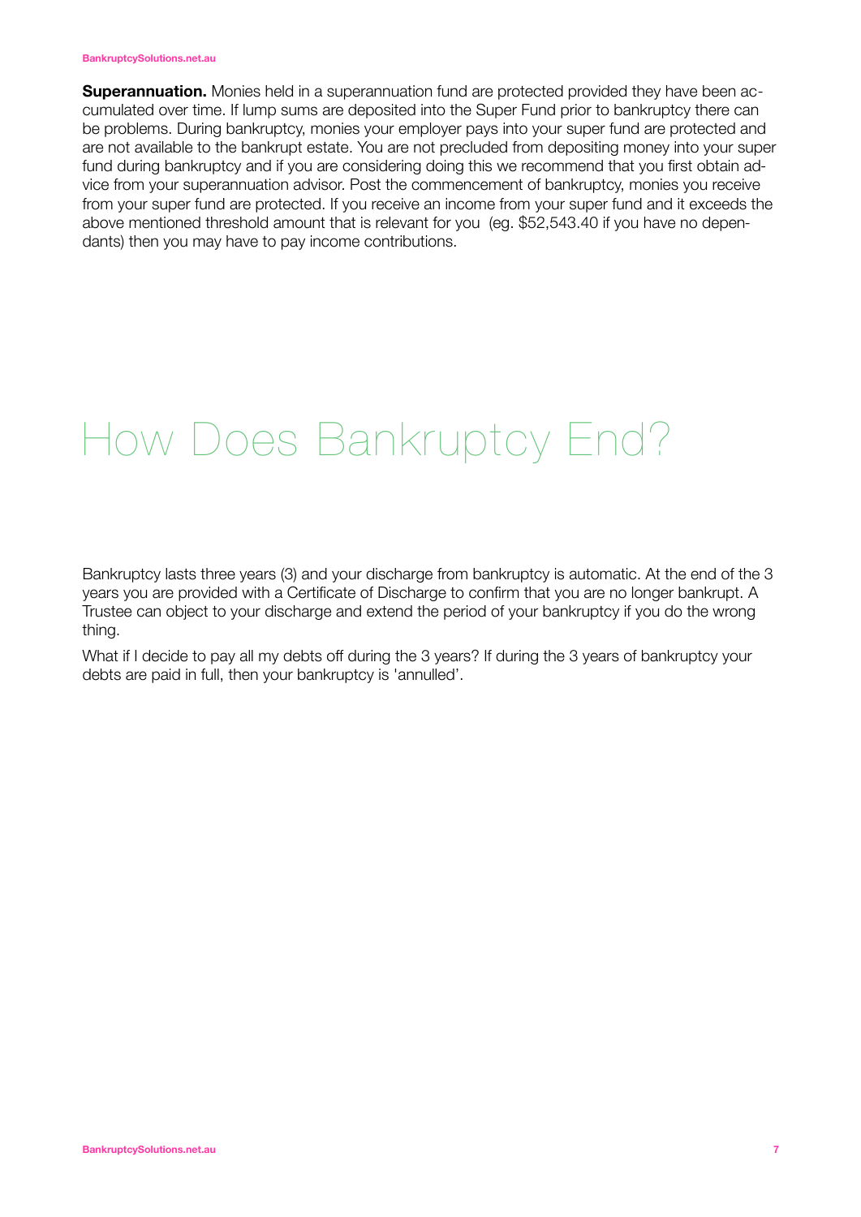**Superannuation.** Monies held in a superannuation fund are protected provided they have been accumulated over time. If lump sums are deposited into the Super Fund prior to bankruptcy there can be problems. During bankruptcy, monies your employer pays into your super fund are protected and are not available to the bankrupt estate. You are not precluded from depositing money into your super fund during bankruptcy and if you are considering doing this we recommend that you first obtain advice from your superannuation advisor. Post the commencement of bankruptcy, monies you receive from your super fund are protected. If you receive an income from your super fund and it exceeds the above mentioned threshold amount that is relevant for you (eg. $52,543.40 if you have no dependants) then you may have to pay income contributions.

# How Does Bankruptcy End?

Bankruptcy lasts three years (3) and your discharge from bankruptcy is automatic. At the end of the 3 years you are provided with a Certificate of Discharge to confirm that you are no longer bankrupt. A Trustee can object to your discharge and extend the period of your bankruptcy if you do the wrong thing.

What if I decide to pay all my debts off during the 3 years? If during the 3 years of bankruptcy your debts are paid in full, then your bankruptcy is 'annulled'.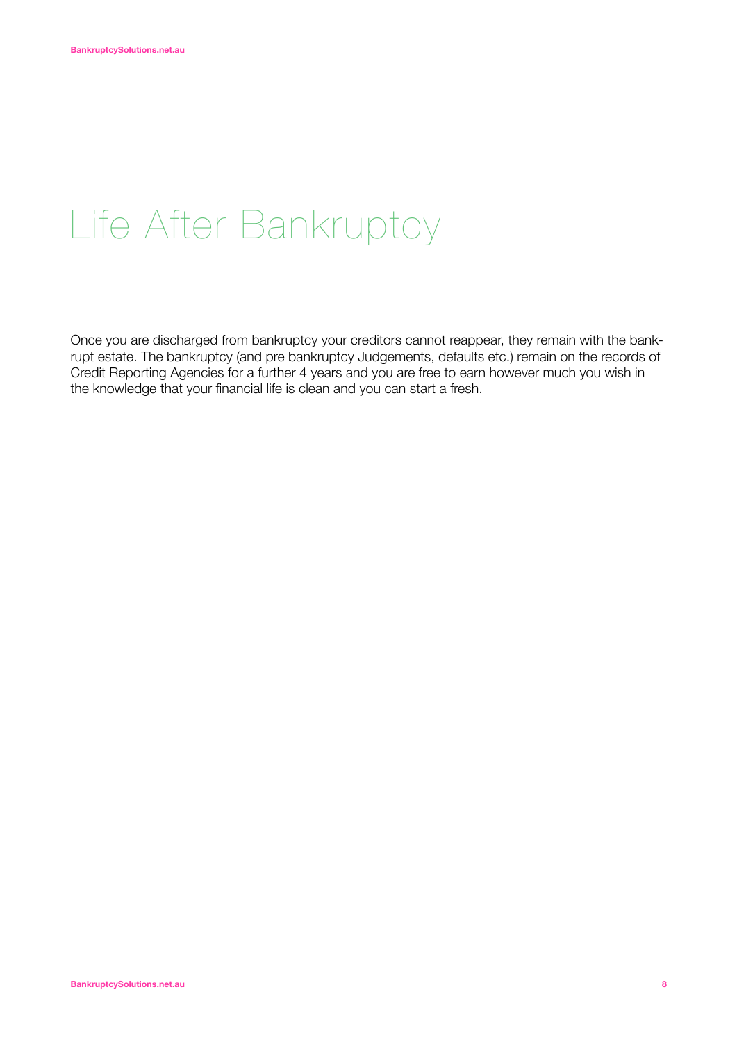# Life After Bankruptcy

Once you are discharged from bankruptcy your creditors cannot reappear, they remain with the bankrupt estate. The bankruptcy (and pre bankruptcy Judgements, defaults etc.) remain on the records of Credit Reporting Agencies for a further 4 years and you are free to earn however much you wish in the knowledge that your financial life is clean and you can start a fresh.